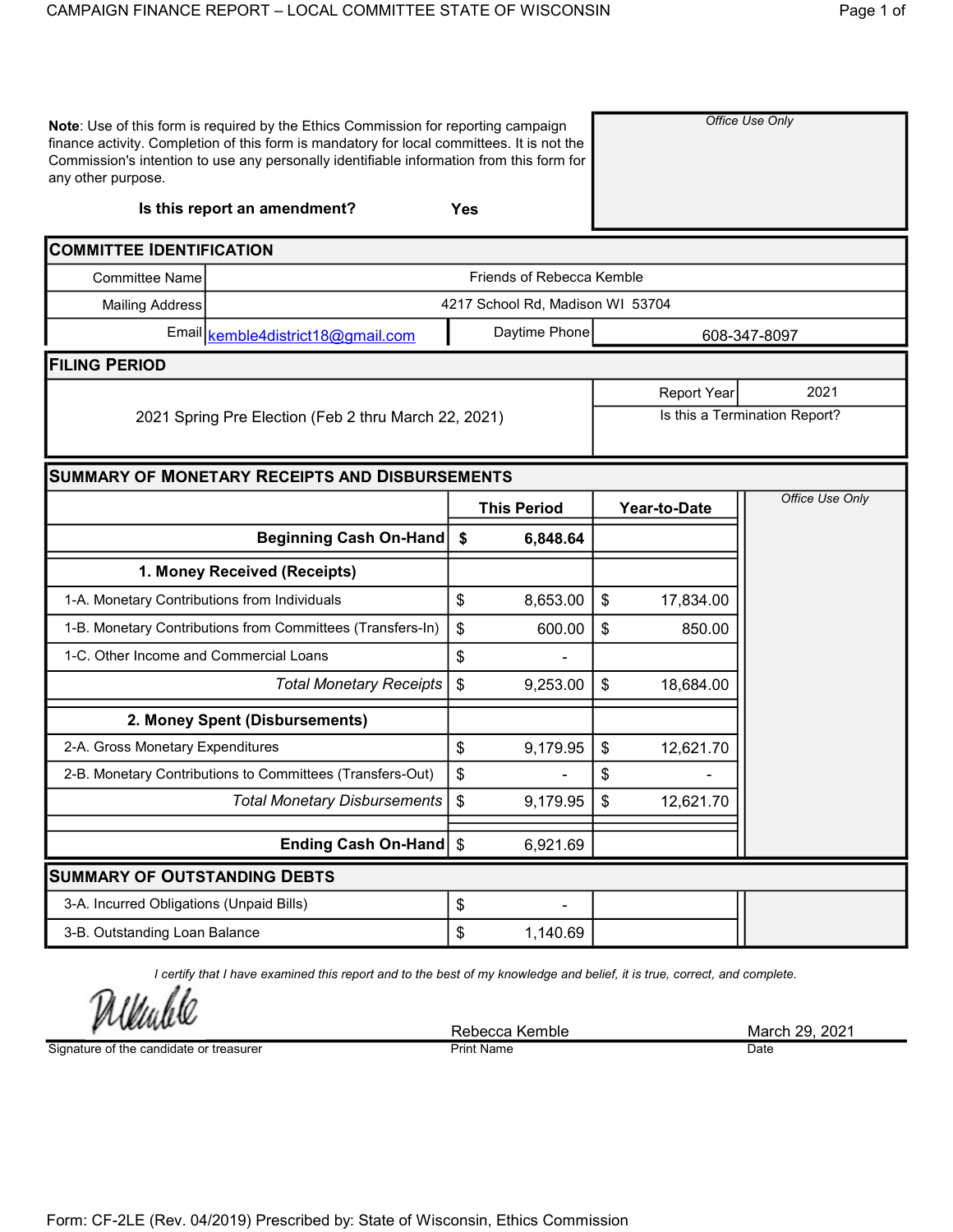# CAMPAIGN FINANCE REPORT – LOCAL COMMITTEE STATE OF WISCONSIN

**Note**: Use of this form is required by the Ethics Commission for reporting campaign finance activity. Completion of this form is mandatory for local committees. It is not the Commission's intention to use any personally identifiable information from this form for any other purpose.

*Office Use Only*

**Is this report an amendment?** **Yes**

## COMMITTEE IDENTIFICATION

| | | | |
|---|---|---|---|
| Committee Name | Friends of Rebecca Kemble | | |
| Mailing Address | 4217 School Rd, Madison WI 53704 | | |
| Email | kemble4district18@gmail.com | Daytime Phone | 608-347-8097 |

## FILING PERIOD

| | | |
|---|---|---|
| 2021 Spring Pre Election (Feb 2 thru March 22, 2021) | Report Year | 2021 |
| | Is this a Termination Report? | |

## SUMMARY OF MONETARY RECEIPTS AND DISBURSEMENTS

| | This Period | Year-to-Date | *Office Use Only* |
|---|---|---|---|
| **Beginning Cash On-Hand** | **$ 6,848.64** | | |
| **1. Money Received (Receipts)** | | | |
| 1-A. Monetary Contributions from Individuals | $ 8,653.00 | $ 17,834.00 | |
| 1-B. Monetary Contributions from Committees (Transfers-In) | $ 600.00 | $ 850.00 | |
| 1-C. Other Income and Commercial Loans | $ - | | |
| *Total Monetary Receipts* | $ 9,253.00 | $ 18,684.00 | |
| **2. Money Spent (Disbursements)** | | | |
| 2-A. Gross Monetary Expenditures | $ 9,179.95 | $ 12,621.70 | |
| 2-B. Monetary Contributions to Committees (Transfers-Out) | $ - | $ - | |
| *Total Monetary Disbursements* | $ 9,179.95 | $ 12,621.70 | |
| **Ending Cash On-Hand** | $ 6,921.69 | | |

## SUMMARY OF OUTSTANDING DEBTS

| | | | |
|---|---|---|---|
| 3-A. Incurred Obligations (Unpaid Bills) | $ - | | |
| 3-B. Outstanding Loan Balance | $ 1,140.69 | | |

*I certify that I have examined this report and to the best of my knowledge and belief, it is true, correct, and complete.*

| Signature of the candidate or treasurer | Print Name | Date |
|---|---|---|
| [signature] | Rebecca Kemble | March 29, 2021 |

Form: CF-2LE (Rev. 04/2019) Prescribed by: State of Wisconsin, Ethics Commission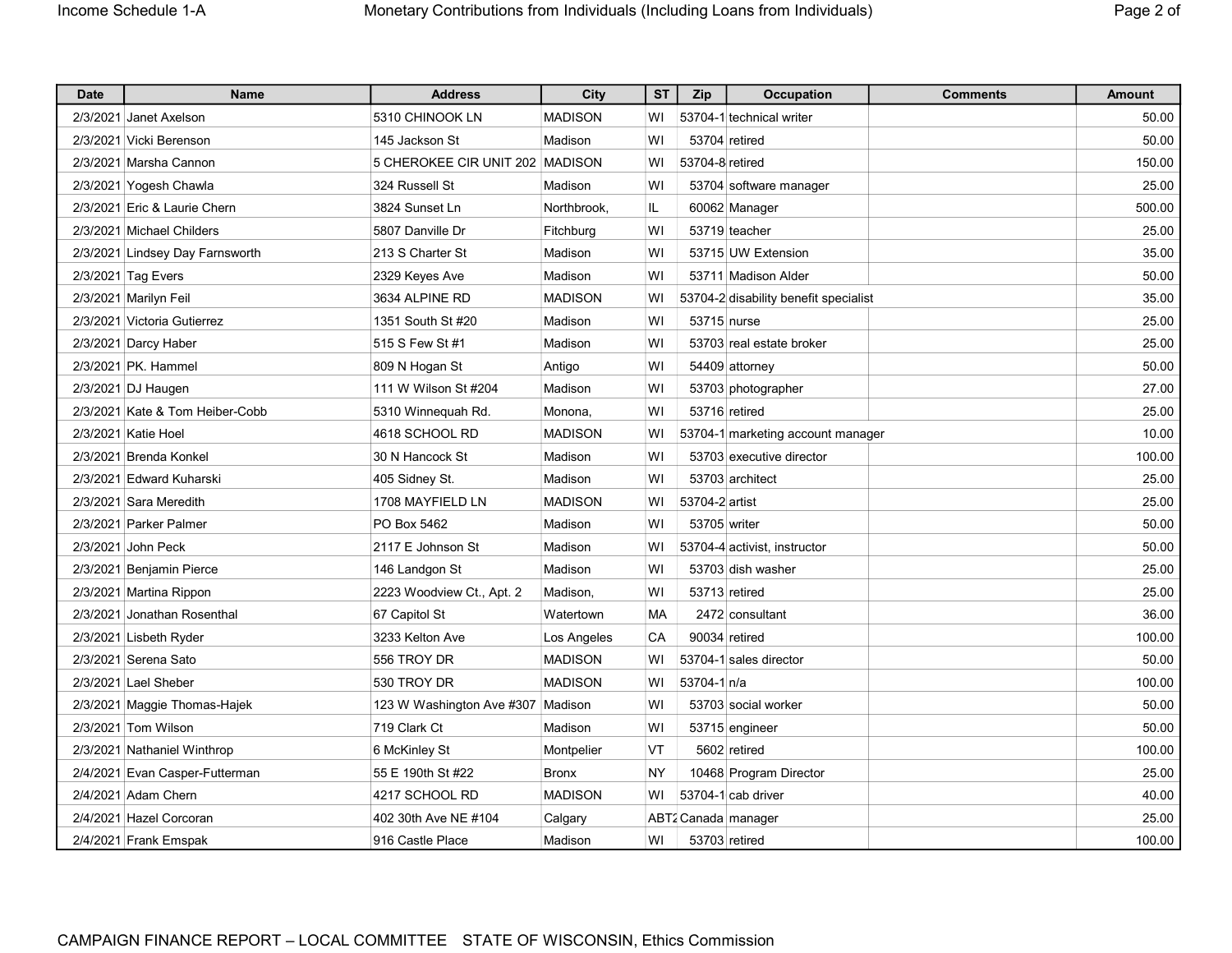| Date | Name | Address | City | ST | Zip | Occupation | Comments | Amount |
|---|---|---|---|---|---|---|---|---|
| 2/3/2021 | Janet Axelson | 5310 CHINOOK LN | MADISON | WI | 53704-1 | technical writer | | 50.00 |
| 2/3/2021 | Vicki Berenson | 145 Jackson St | Madison | WI | 53704 | retired | | 50.00 |
| 2/3/2021 | Marsha Cannon | 5 CHEROKEE CIR UNIT 202 | MADISON | WI | 53704-8 | retired | | 150.00 |
| 2/3/2021 | Yogesh Chawla | 324 Russell St | Madison | WI | 53704 | software manager | | 25.00 |
| 2/3/2021 | Eric & Laurie Chern | 3824 Sunset Ln | Northbrook, | IL | 60062 | Manager | | 500.00 |
| 2/3/2021 | Michael Childers | 5807 Danville Dr | Fitchburg | WI | 53719 | teacher | | 25.00 |
| 2/3/2021 | Lindsey Day Farnsworth | 213 S Charter St | Madison | WI | 53715 | UW Extension | | 35.00 |
| 2/3/2021 | Tag Evers | 2329 Keyes Ave | Madison | WI | 53711 | Madison Alder | | 50.00 |
| 2/3/2021 | Marilyn Feil | 3634 ALPINE RD | MADISON | WI | 53704-2 | disability benefit specialist | | 35.00 |
| 2/3/2021 | Victoria Gutierrez | 1351 South St #20 | Madison | WI | 53715 | nurse | | 25.00 |
| 2/3/2021 | Darcy Haber | 515 S Few St #1 | Madison | WI | 53703 | real estate broker | | 25.00 |
| 2/3/2021 | PK. Hammel | 809 N Hogan St | Antigo | WI | 54409 | attorney | | 50.00 |
| 2/3/2021 | DJ Haugen | 111 W Wilson St #204 | Madison | WI | 53703 | photographer | | 27.00 |
| 2/3/2021 | Kate & Tom Heiber-Cobb | 5310 Winnequah Rd. | Monona, | WI | 53716 | retired | | 25.00 |
| 2/3/2021 | Katie Hoel | 4618 SCHOOL RD | MADISON | WI | 53704-1 | marketing account manager | | 10.00 |
| 2/3/2021 | Brenda Konkel | 30 N Hancock St | Madison | WI | 53703 | executive director | | 100.00 |
| 2/3/2021 | Edward Kuharski | 405 Sidney St. | Madison | WI | 53703 | architect | | 25.00 |
| 2/3/2021 | Sara Meredith | 1708 MAYFIELD LN | MADISON | WI | 53704-2 | artist | | 25.00 |
| 2/3/2021 | Parker Palmer | PO Box 5462 | Madison | WI | 53705 | writer | | 50.00 |
| 2/3/2021 | John Peck | 2117 E Johnson St | Madison | WI | 53704-4 | activist, instructor | | 50.00 |
| 2/3/2021 | Benjamin Pierce | 146 Landgon St | Madison | WI | 53703 | dish washer | | 25.00 |
| 2/3/2021 | Martina Rippon | 2223 Woodview Ct., Apt. 2 | Madison, | WI | 53713 | retired | | 25.00 |
| 2/3/2021 | Jonathan Rosenthal | 67 Capitol St | Watertown | MA | 2472 | consultant | | 36.00 |
| 2/3/2021 | Lisbeth Ryder | 3233 Kelton Ave | Los Angeles | CA | 90034 | retired | | 100.00 |
| 2/3/2021 | Serena Sato | 556 TROY DR | MADISON | WI | 53704-1 | sales director | | 50.00 |
| 2/3/2021 | Lael Sheber | 530 TROY DR | MADISON | WI | 53704-1 | n/a | | 100.00 |
| 2/3/2021 | Maggie Thomas-Hajek | 123 W Washington Ave #307 | Madison | WI | 53703 | social worker | | 50.00 |
| 2/3/2021 | Tom Wilson | 719 Clark Ct | Madison | WI | 53715 | engineer | | 50.00 |
| 2/3/2021 | Nathaniel Winthrop | 6 McKinley St | Montpelier | VT | 5602 | retired | | 100.00 |
| 2/4/2021 | Evan Casper-Futterman | 55 E 190th St #22 | Bronx | NY | 10468 | Program Director | | 25.00 |
| 2/4/2021 | Adam Chern | 4217 SCHOOL RD | MADISON | WI | 53704-1 | cab driver | | 40.00 |
| 2/4/2021 | Hazel Corcoran | 402 30th Ave NE #104 | Calgary | ABT2 | Canada | manager | | 25.00 |
| 2/4/2021 | Frank Emspak | 916 Castle Place | Madison | WI | 53703 | retired | | 100.00 |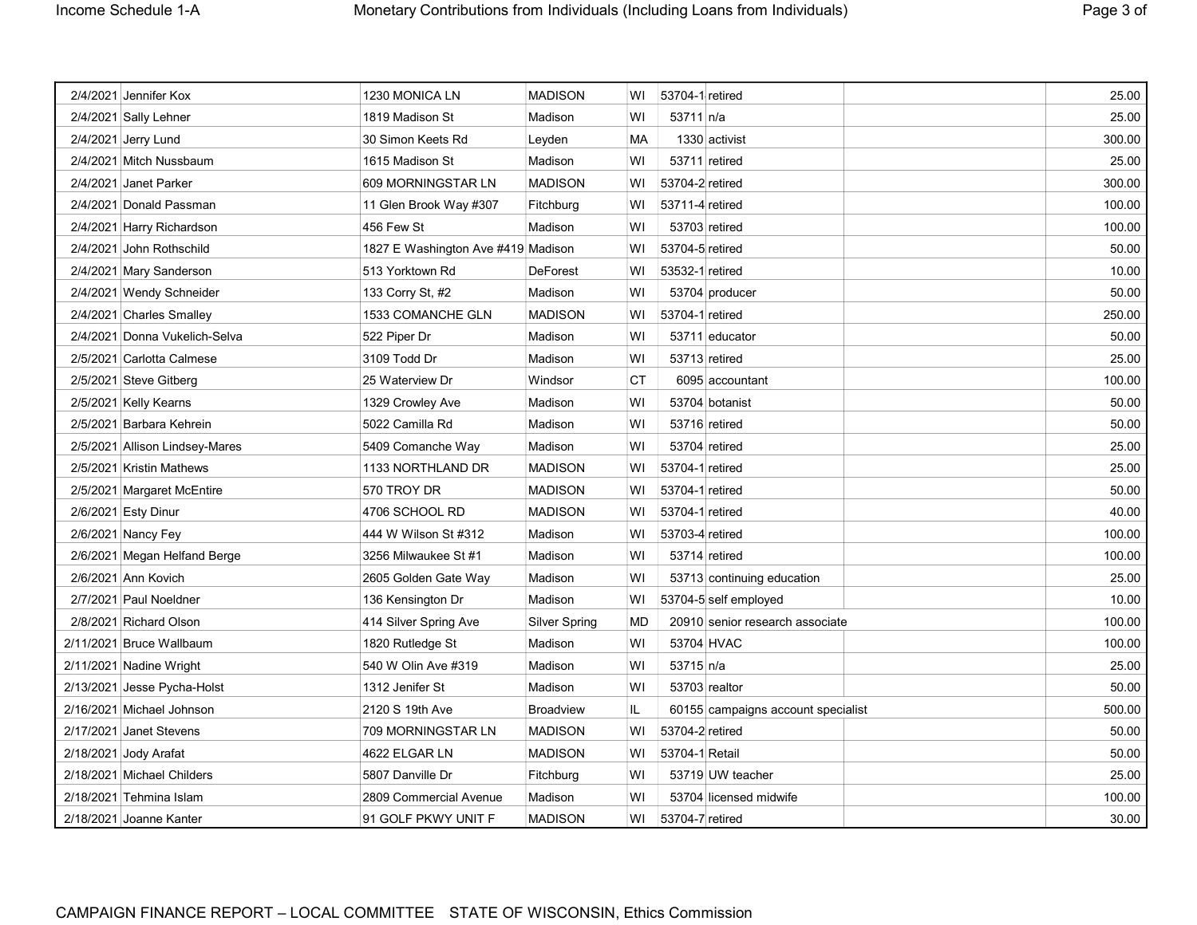| Date | Name | Address | City | State | Zip | Occupation | Employer | Amount |
|---|---|---|---|---|---|---|---|---|
| 2/4/2021 | Jennifer Kox | 1230 MONICA LN | MADISON | WI | 53704-1 | retired | | 25.00 |
| 2/4/2021 | Sally Lehner | 1819 Madison St | Madison | WI | 53711 | n/a | | 25.00 |
| 2/4/2021 | Jerry Lund | 30 Simon Keets Rd | Leyden | MA | 1330 | activist | | 300.00 |
| 2/4/2021 | Mitch Nussbaum | 1615 Madison St | Madison | WI | 53711 | retired | | 25.00 |
| 2/4/2021 | Janet Parker | 609 MORNINGSTAR LN | MADISON | WI | 53704-2 | retired | | 300.00 |
| 2/4/2021 | Donald Passman | 11 Glen Brook Way #307 | Fitchburg | WI | 53711-4 | retired | | 100.00 |
| 2/4/2021 | Harry Richardson | 456 Few St | Madison | WI | 53703 | retired | | 100.00 |
| 2/4/2021 | John Rothschild | 1827 E Washington Ave #419 | Madison | WI | 53704-5 | retired | | 50.00 |
| 2/4/2021 | Mary Sanderson | 513 Yorktown Rd | DeForest | WI | 53532-1 | retired | | 10.00 |
| 2/4/2021 | Wendy Schneider | 133 Corry St, #2 | Madison | WI | 53704 | producer | | 50.00 |
| 2/4/2021 | Charles Smalley | 1533 COMANCHE GLN | MADISON | WI | 53704-1 | retired | | 250.00 |
| 2/4/2021 | Donna Vukelich-Selva | 522 Piper Dr | Madison | WI | 53711 | educator | | 50.00 |
| 2/5/2021 | Carlotta Calmese | 3109 Todd Dr | Madison | WI | 53713 | retired | | 25.00 |
| 2/5/2021 | Steve Gitberg | 25 Waterview Dr | Windsor | CT | 6095 | accountant | | 100.00 |
| 2/5/2021 | Kelly Kearns | 1329 Crowley Ave | Madison | WI | 53704 | botanist | | 50.00 |
| 2/5/2021 | Barbara Kehrein | 5022 Camilla Rd | Madison | WI | 53716 | retired | | 50.00 |
| 2/5/2021 | Allison Lindsey-Mares | 5409 Comanche Way | Madison | WI | 53704 | retired | | 25.00 |
| 2/5/2021 | Kristin Mathews | 1133 NORTHLAND DR | MADISON | WI | 53704-1 | retired | | 25.00 |
| 2/5/2021 | Margaret McEntire | 570 TROY DR | MADISON | WI | 53704-1 | retired | | 50.00 |
| 2/6/2021 | Esty Dinur | 4706 SCHOOL RD | MADISON | WI | 53704-1 | retired | | 40.00 |
| 2/6/2021 | Nancy Fey | 444 W Wilson St #312 | Madison | WI | 53703-4 | retired | | 100.00 |
| 2/6/2021 | Megan Helfand Berge | 3256 Milwaukee St #1 | Madison | WI | 53714 | retired | | 100.00 |
| 2/6/2021 | Ann Kovich | 2605 Golden Gate Way | Madison | WI | 53713 | continuing education | | 25.00 |
| 2/7/2021 | Paul Noeldner | 136 Kensington Dr | Madison | WI | 53704-5 | self employed | | 10.00 |
| 2/8/2021 | Richard Olson | 414 Silver Spring Ave | Silver Spring | MD | 20910 | senior research associate | | 100.00 |
| 2/11/2021 | Bruce Wallbaum | 1820 Rutledge St | Madison | WI | 53704 | HVAC | | 100.00 |
| 2/11/2021 | Nadine Wright | 540 W Olin Ave #319 | Madison | WI | 53715 | n/a | | 25.00 |
| 2/13/2021 | Jesse Pycha-Holst | 1312 Jenifer St | Madison | WI | 53703 | realtor | | 50.00 |
| 2/16/2021 | Michael Johnson | 2120 S 19th Ave | Broadview | IL | 60155 | campaigns account specialist | | 500.00 |
| 2/17/2021 | Janet Stevens | 709 MORNINGSTAR LN | MADISON | WI | 53704-2 | retired | | 50.00 |
| 2/18/2021 | Jody Arafat | 4622 ELGAR LN | MADISON | WI | 53704-1 | Retail | | 50.00 |
| 2/18/2021 | Michael Childers | 5807 Danville Dr | Fitchburg | WI | 53719 | UW teacher | | 25.00 |
| 2/18/2021 | Tehmina Islam | 2809 Commercial Avenue | Madison | WI | 53704 | licensed midwife | | 100.00 |
| 2/18/2021 | Joanne Kanter | 91 GOLF PKWY UNIT F | MADISON | WI | 53704-7 | retired | | 30.00 |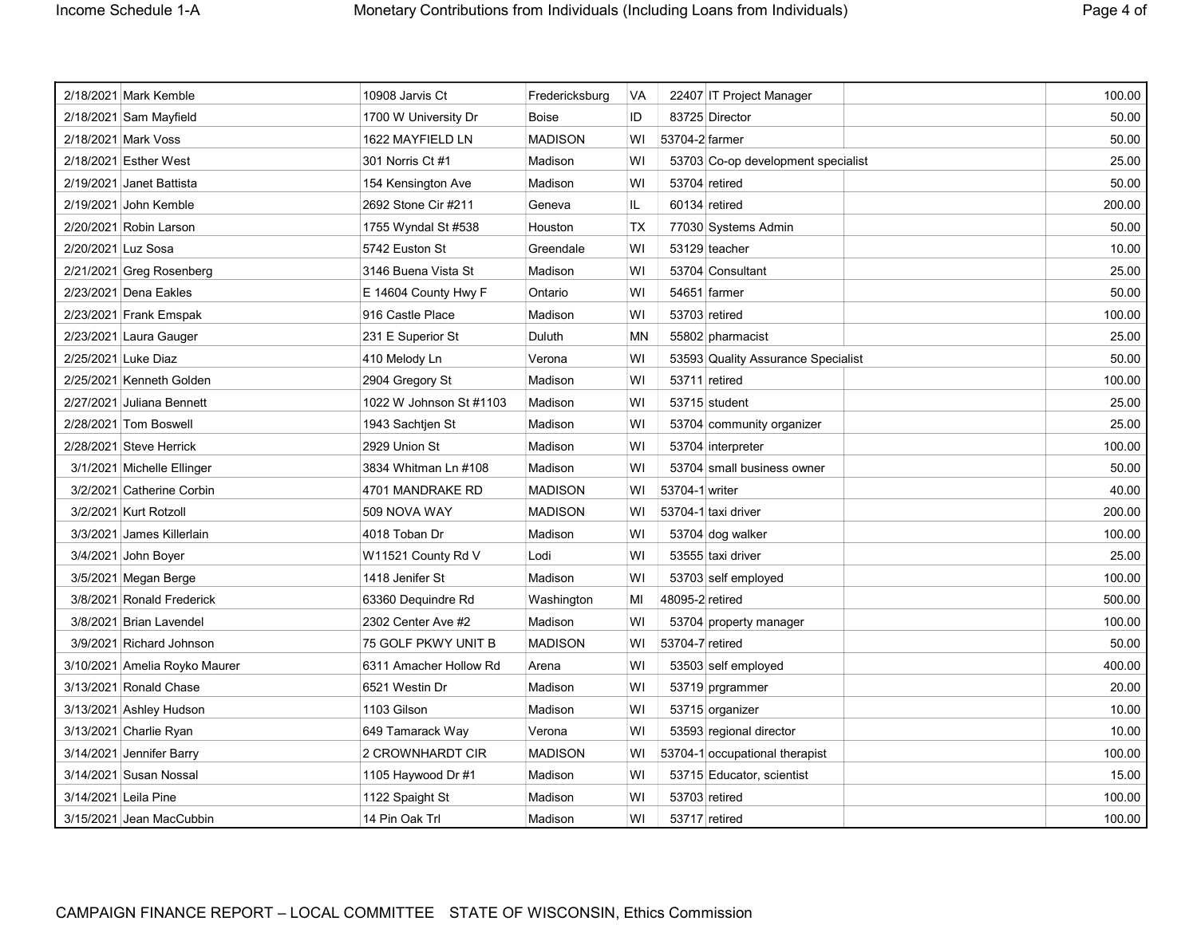| Date | Name | Address | City | State | Zip | Occupation | | Amount |
|---|---|---|---|---|---|---|---|---|
| 2/18/2021 | Mark Kemble | 10908 Jarvis Ct | Fredericksburg | VA | 22407 | IT Project Manager | | 100.00 |
| 2/18/2021 | Sam Mayfield | 1700 W University Dr | Boise | ID | 83725 | Director | | 50.00 |
| 2/18/2021 | Mark Voss | 1622 MAYFIELD LN | MADISON | WI | 53704-2 | farmer | | 50.00 |
| 2/18/2021 | Esther West | 301 Norris Ct #1 | Madison | WI | 53703 | Co-op development specialist | | 25.00 |
| 2/19/2021 | Janet Battista | 154 Kensington Ave | Madison | WI | 53704 | retired | | 50.00 |
| 2/19/2021 | John Kemble | 2692 Stone Cir #211 | Geneva | IL | 60134 | retired | | 200.00 |
| 2/20/2021 | Robin Larson | 1755 Wyndal St #538 | Houston | TX | 77030 | Systems Admin | | 50.00 |
| 2/20/2021 | Luz Sosa | 5742 Euston St | Greendale | WI | 53129 | teacher | | 10.00 |
| 2/21/2021 | Greg Rosenberg | 3146 Buena Vista St | Madison | WI | 53704 | Consultant | | 25.00 |
| 2/23/2021 | Dena Eakles | E 14604 County Hwy F | Ontario | WI | 54651 | farmer | | 50.00 |
| 2/23/2021 | Frank Emspak | 916 Castle Place | Madison | WI | 53703 | retired | | 100.00 |
| 2/23/2021 | Laura Gauger | 231 E Superior St | Duluth | MN | 55802 | pharmacist | | 25.00 |
| 2/25/2021 | Luke Diaz | 410 Melody Ln | Verona | WI | 53593 | Quality Assurance Specialist | | 50.00 |
| 2/25/2021 | Kenneth Golden | 2904 Gregory St | Madison | WI | 53711 | retired | | 100.00 |
| 2/27/2021 | Juliana Bennett | 1022 W Johnson St #1103 | Madison | WI | 53715 | student | | 25.00 |
| 2/28/2021 | Tom Boswell | 1943 Sachtjen St | Madison | WI | 53704 | community organizer | | 25.00 |
| 2/28/2021 | Steve Herrick | 2929 Union St | Madison | WI | 53704 | interpreter | | 100.00 |
| 3/1/2021 | Michelle Ellinger | 3834 Whitman Ln #108 | Madison | WI | 53704 | small business owner | | 50.00 |
| 3/2/2021 | Catherine Corbin | 4701 MANDRAKE RD | MADISON | WI | 53704-1 | writer | | 40.00 |
| 3/2/2021 | Kurt Rotzoll | 509 NOVA WAY | MADISON | WI | 53704-1 | taxi driver | | 200.00 |
| 3/3/2021 | James Killerlain | 4018 Toban Dr | Madison | WI | 53704 | dog walker | | 100.00 |
| 3/4/2021 | John Boyer | W11521 County Rd V | Lodi | WI | 53555 | taxi driver | | 25.00 |
| 3/5/2021 | Megan Berge | 1418 Jenifer St | Madison | WI | 53703 | self employed | | 100.00 |
| 3/8/2021 | Ronald Frederick | 63360 Dequindre Rd | Washington | MI | 48095-2 | retired | | 500.00 |
| 3/8/2021 | Brian Lavendel | 2302 Center Ave #2 | Madison | WI | 53704 | property manager | | 100.00 |
| 3/9/2021 | Richard Johnson | 75 GOLF PKWY UNIT B | MADISON | WI | 53704-7 | retired | | 50.00 |
| 3/10/2021 | Amelia Royko Maurer | 6311 Amacher Hollow Rd | Arena | WI | 53503 | self employed | | 400.00 |
| 3/13/2021 | Ronald Chase | 6521 Westin Dr | Madison | WI | 53719 | prgrammer | | 20.00 |
| 3/13/2021 | Ashley Hudson | 1103 Gilson | Madison | WI | 53715 | organizer | | 10.00 |
| 3/13/2021 | Charlie Ryan | 649 Tamarack Way | Verona | WI | 53593 | regional director | | 10.00 |
| 3/14/2021 | Jennifer Barry | 2 CROWNHARDT CIR | MADISON | WI | 53704-1 | occupational therapist | | 100.00 |
| 3/14/2021 | Susan Nossal | 1105 Haywood Dr #1 | Madison | WI | 53715 | Educator, scientist | | 15.00 |
| 3/14/2021 | Leila Pine | 1122 Spaight St | Madison | WI | 53703 | retired | | 100.00 |
| 3/15/2021 | Jean MacCubbin | 14 Pin Oak Trl | Madison | WI | 53717 | retired | | 100.00 |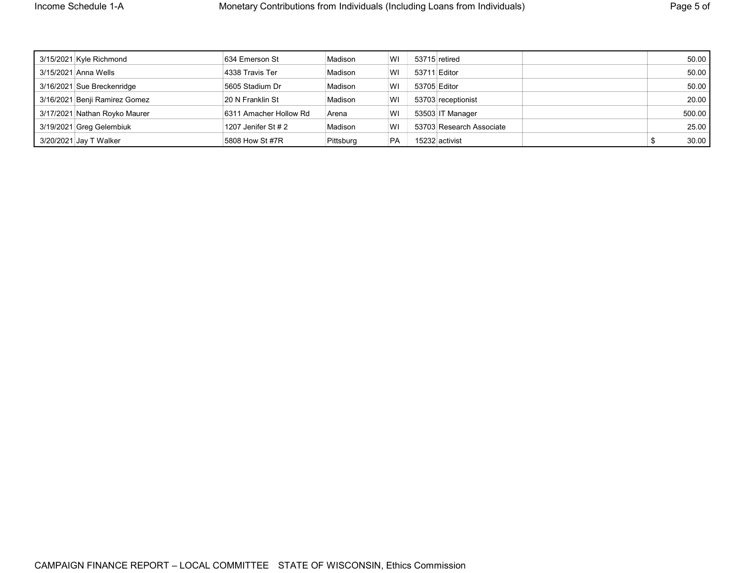| | | | | | | | | |
|---|---|---|---|---|---|---|---|---|
| 3/15/2021 | Kyle Richmond | 634 Emerson St | Madison | WI | 53715 | retired | | 50.00 |
| 3/15/2021 | Anna Wells | 4338 Travis Ter | Madison | WI | 53711 | Editor | | 50.00 |
| 3/16/2021 | Sue Breckenridge | 5605 Stadium Dr | Madison | WI | 53705 | Editor | | 50.00 |
| 3/16/2021 | Benji Ramirez Gomez | 20 N Franklin St | Madison | WI | 53703 | receptionist | | 20.00 |
| 3/17/2021 | Nathan Royko Maurer | 6311 Amacher Hollow Rd | Arena | WI | 53503 | IT Manager | | 500.00 |
| 3/19/2021 | Greg Gelembiuk | 1207 Jenifer St # 2 | Madison | WI | 53703 | Research Associate | | 25.00 |
| 3/20/2021 | Jay T Walker | 5808 How St #7R | Pittsburg | PA | 15232 | activist | | $ 30.00 |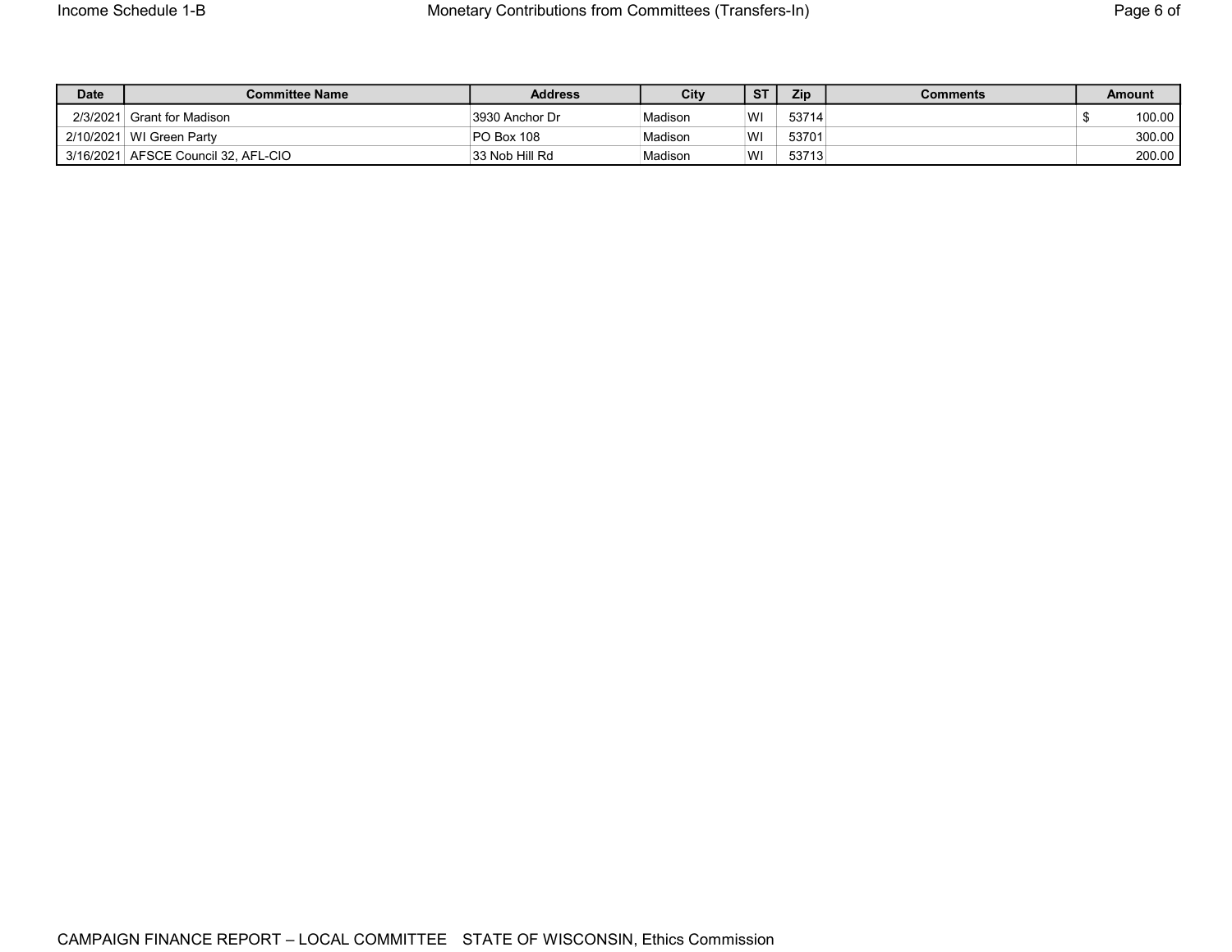| Date | Committee Name | Address | City | ST | Zip | Comments | Amount |
|---|---|---|---|---|---|---|---|
| 2/3/2021 | Grant for Madison | 3930 Anchor Dr | Madison | WI | 53714 | | $ 100.00 |
| 2/10/2021 | WI Green Party | PO Box 108 | Madison | WI | 53701 | | 300.00 |
| 3/16/2021 | AFSCE Council 32, AFL-CIO | 33 Nob Hill Rd | Madison | WI | 53713 | | 200.00 |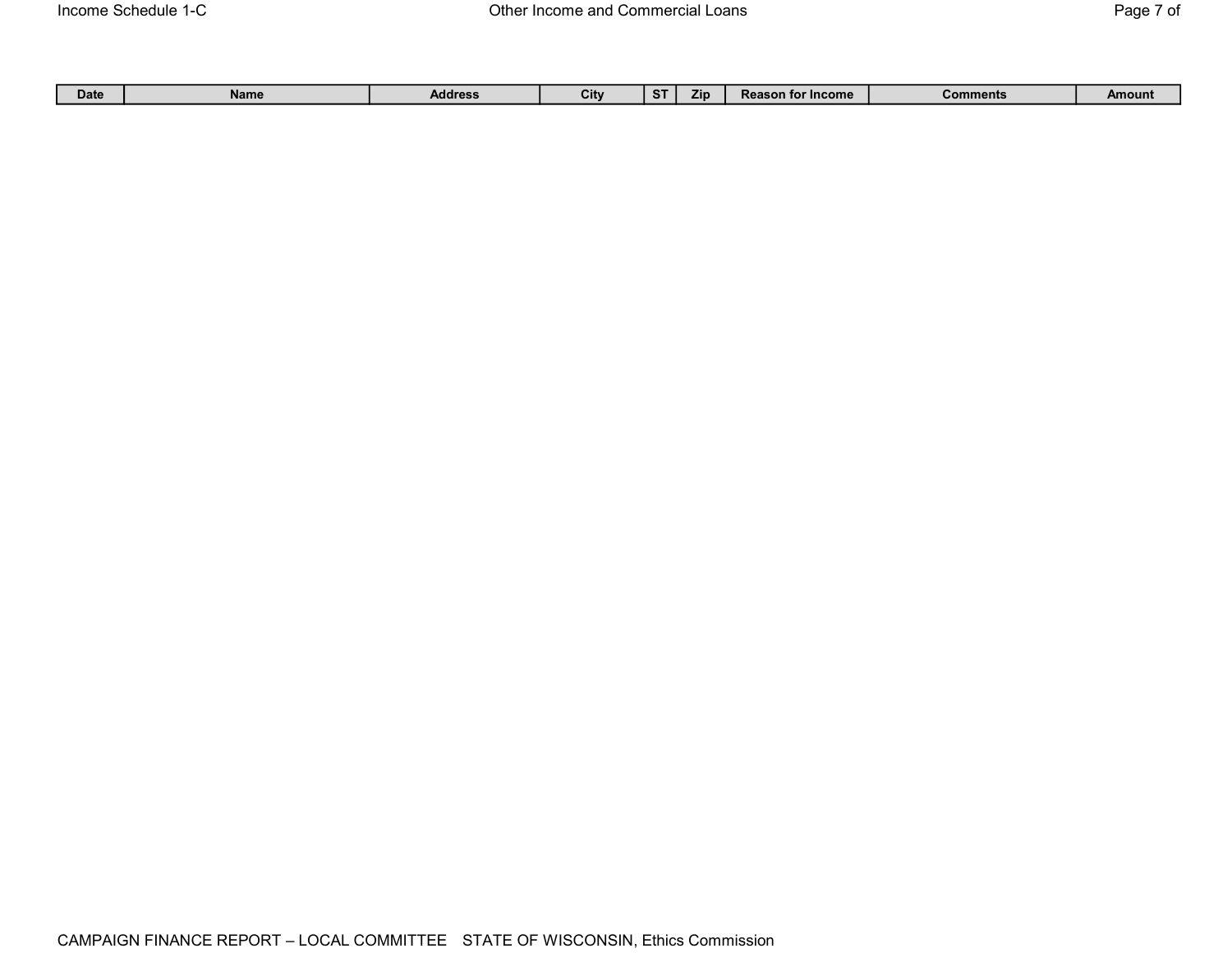Income Schedule 1-C

## Other Income and Commercial Loans

| Date | Name | Address | City | ST | Zip | Reason for Income | Comments | Amount |
|---|---|---|---|---|---|---|---|---|

CAMPAIGN FINANCE REPORT – LOCAL COMMITTEE STATE OF WISCONSIN, Ethics Commission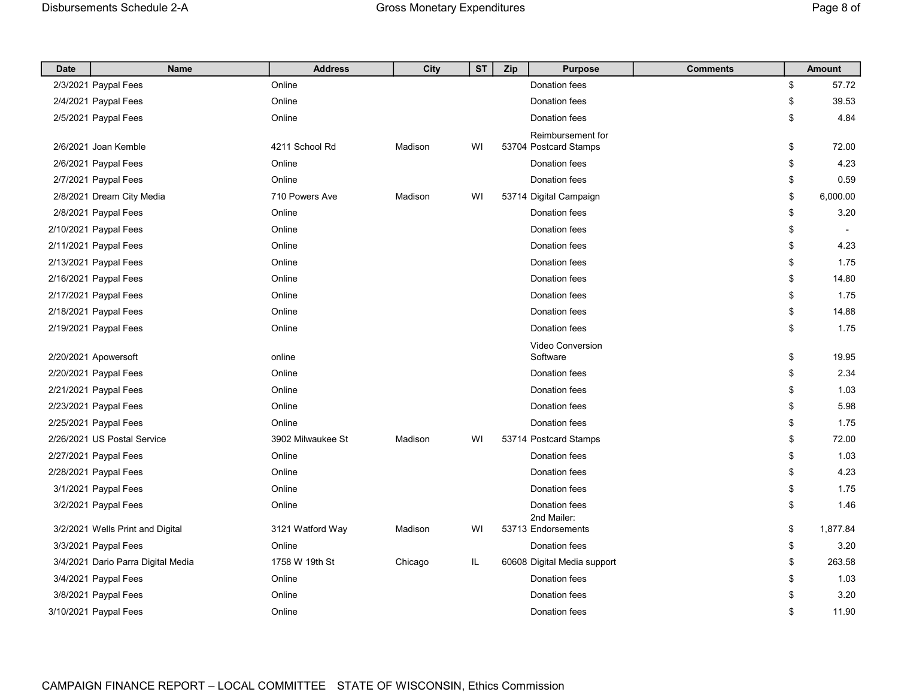| Date | Name | Address | City | ST | Zip | Purpose | Comments | Amount |
|---|---|---|---|---|---|---|---|---|
| 2/3/2021 | Paypal Fees | Online | | | | Donation fees | | $ 57.72 |
| 2/4/2021 | Paypal Fees | Online | | | | Donation fees | | $ 39.53 |
| 2/5/2021 | Paypal Fees | Online | | | | Donation fees | | $ 4.84 |
| 2/6/2021 | Joan Kemble | 4211 School Rd | Madison | WI | 53704 | Reimbursement for Postcard Stamps | | $ 72.00 |
| 2/6/2021 | Paypal Fees | Online | | | | Donation fees | | $ 4.23 |
| 2/7/2021 | Paypal Fees | Online | | | | Donation fees | | $ 0.59 |
| 2/8/2021 | Dream City Media | 710 Powers Ave | Madison | WI | 53714 | Digital Campaign | | $ 6,000.00 |
| 2/8/2021 | Paypal Fees | Online | | | | Donation fees | | $ 3.20 |
| 2/10/2021 | Paypal Fees | Online | | | | Donation fees | | $ - |
| 2/11/2021 | Paypal Fees | Online | | | | Donation fees | | $ 4.23 |
| 2/13/2021 | Paypal Fees | Online | | | | Donation fees | | $ 1.75 |
| 2/16/2021 | Paypal Fees | Online | | | | Donation fees | | $ 14.80 |
| 2/17/2021 | Paypal Fees | Online | | | | Donation fees | | $ 1.75 |
| 2/18/2021 | Paypal Fees | Online | | | | Donation fees | | $ 14.88 |
| 2/19/2021 | Paypal Fees | Online | | | | Donation fees | | $ 1.75 |
| 2/20/2021 | Apowersoft | online | | | | Video Conversion Software | | $ 19.95 |
| 2/20/2021 | Paypal Fees | Online | | | | Donation fees | | $ 2.34 |
| 2/21/2021 | Paypal Fees | Online | | | | Donation fees | | $ 1.03 |
| 2/23/2021 | Paypal Fees | Online | | | | Donation fees | | $ 5.98 |
| 2/25/2021 | Paypal Fees | Online | | | | Donation fees | | $ 1.75 |
| 2/26/2021 | US Postal Service | 3902 Milwaukee St | Madison | WI | 53714 | Postcard Stamps | | $ 72.00 |
| 2/27/2021 | Paypal Fees | Online | | | | Donation fees | | $ 1.03 |
| 2/28/2021 | Paypal Fees | Online | | | | Donation fees | | $ 4.23 |
| 3/1/2021 | Paypal Fees | Online | | | | Donation fees | | $ 1.75 |
| 3/2/2021 | Paypal Fees | Online | | | | Donation fees | | $ 1.46 |
| 3/2/2021 | Wells Print and Digital | 3121 Watford Way | Madison | WI | 53713 | 2nd Mailer: Endorsements | | $ 1,877.84 |
| 3/3/2021 | Paypal Fees | Online | | | | Donation fees | | $ 3.20 |
| 3/4/2021 | Dario Parra Digital Media | 1758 W 19th St | Chicago | IL | 60608 | Digital Media support | | $ 263.58 |
| 3/4/2021 | Paypal Fees | Online | | | | Donation fees | | $ 1.03 |
| 3/8/2021 | Paypal Fees | Online | | | | Donation fees | | $ 3.20 |
| 3/10/2021 | Paypal Fees | Online | | | | Donation fees | | $ 11.90 |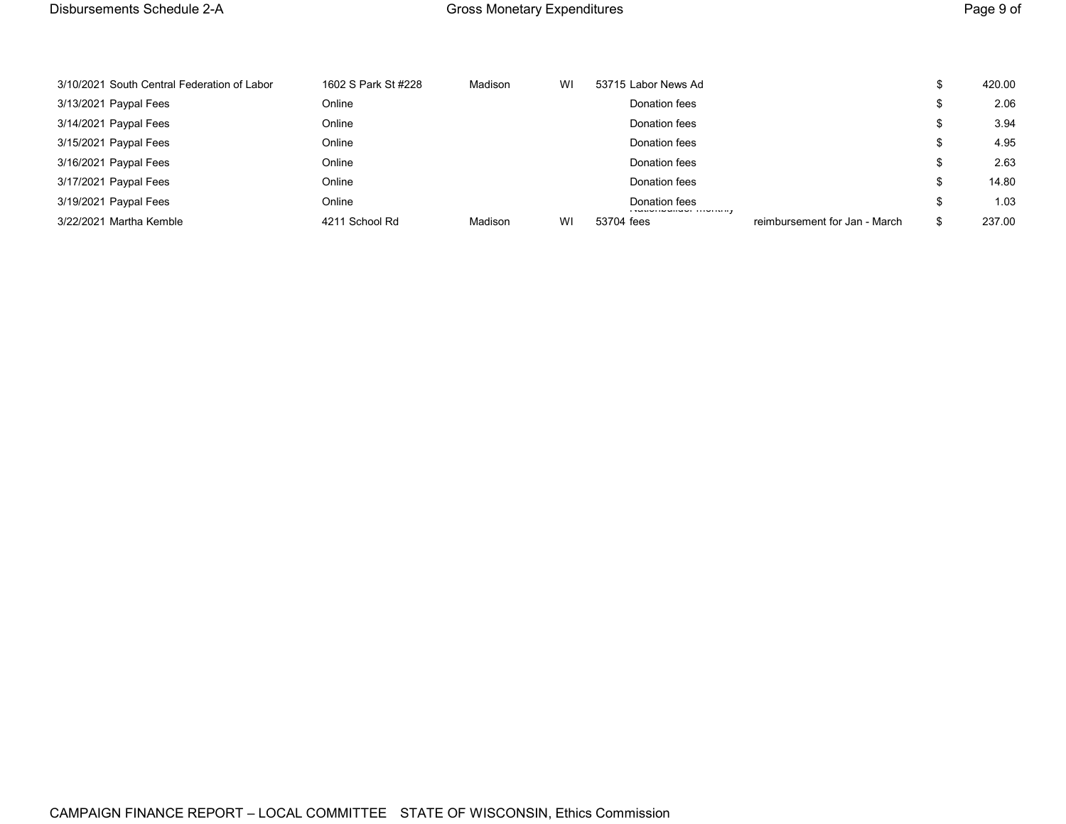| Date | Name | Address | City | State | Zip | Purpose | Notes | | Amount |
|---|---|---|---|---|---|---|---|---|---|
| 3/10/2021 | South Central Federation of Labor | 1602 S Park St #228 | Madison | WI | 53715 | Labor News Ad | | $ | 420.00 |
| 3/13/2021 | Paypal Fees | Online | | | | Donation fees | | $ | 2.06 |
| 3/14/2021 | Paypal Fees | Online | | | | Donation fees | | $ | 3.94 |
| 3/15/2021 | Paypal Fees | Online | | | | Donation fees | | $ | 4.95 |
| 3/16/2021 | Paypal Fees | Online | | | | Donation fees | | $ | 2.63 |
| 3/17/2021 | Paypal Fees | Online | | | | Donation fees | | $ | 14.80 |
| 3/19/2021 | Paypal Fees | Online | | | | Donation fees | | $ | 1.03 |
| 3/22/2021 | Martha Kemble | 4211 School Rd | Madison | WI | 53704 | Nationbuilder monthly fees | reimbursement for Jan - March | $ | 237.00 |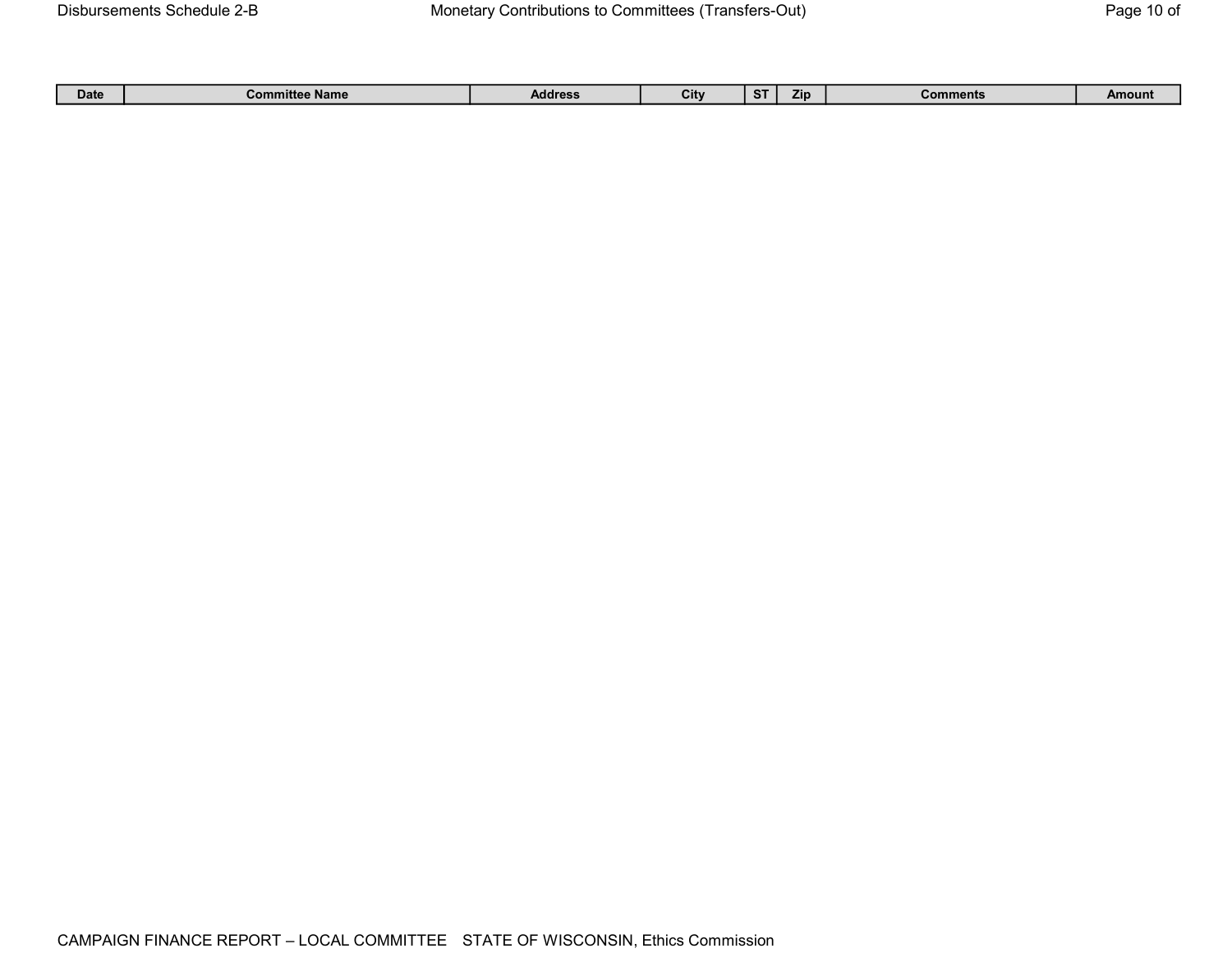## Disbursements Schedule 2-B

## Monetary Contributions to Committees (Transfers-Out)

| Date | Committee Name | Address | City | ST | Zip | Comments | Amount |
|---|---|---|---|---|---|---|---|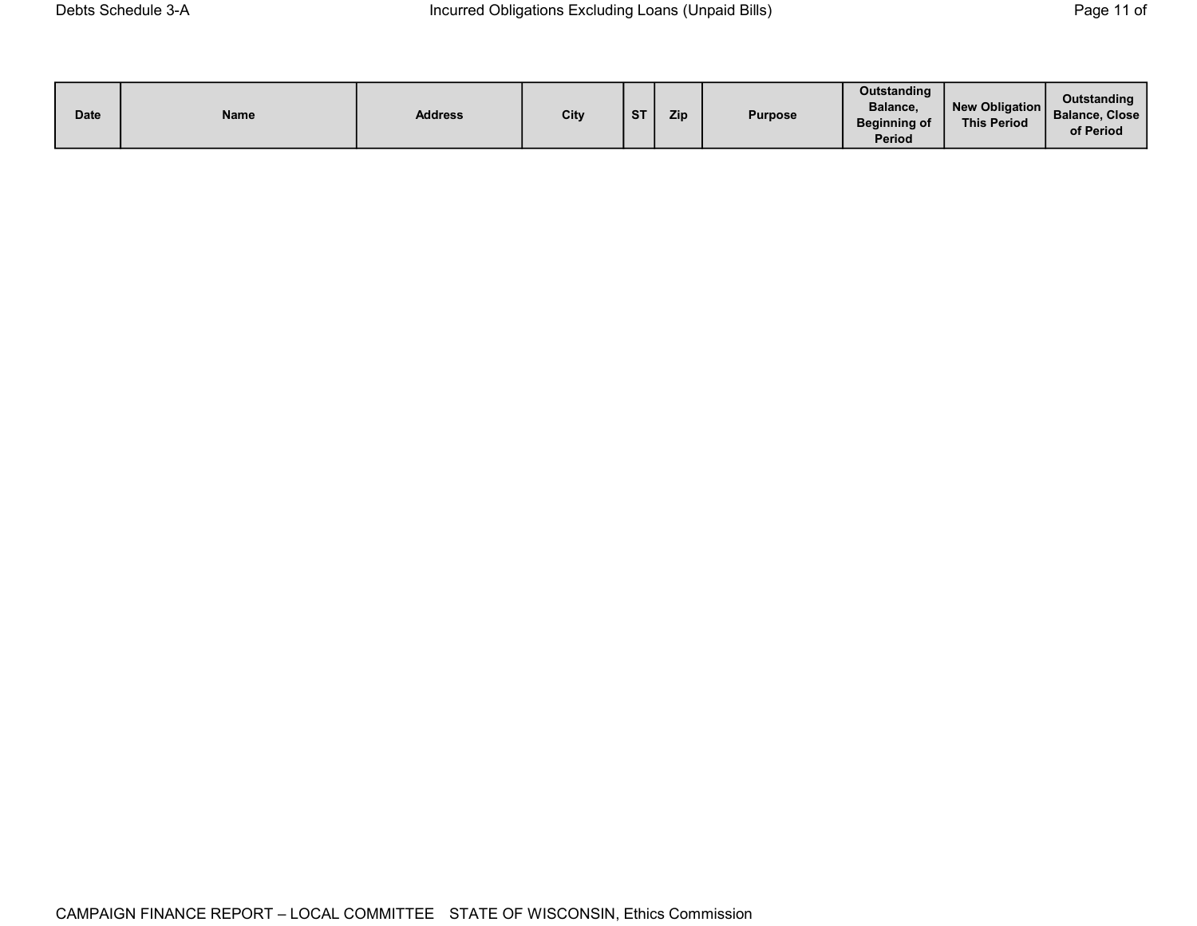## Debts Schedule 3-A

## Incurred Obligations Excluding Loans (Unpaid Bills)

| Date | Name | Address | City | ST | Zip | Purpose | Outstanding Balance, Beginning of Period | New Obligation This Period | Outstanding Balance, Close of Period |
|---|---|---|---|---|---|---|---|---|---|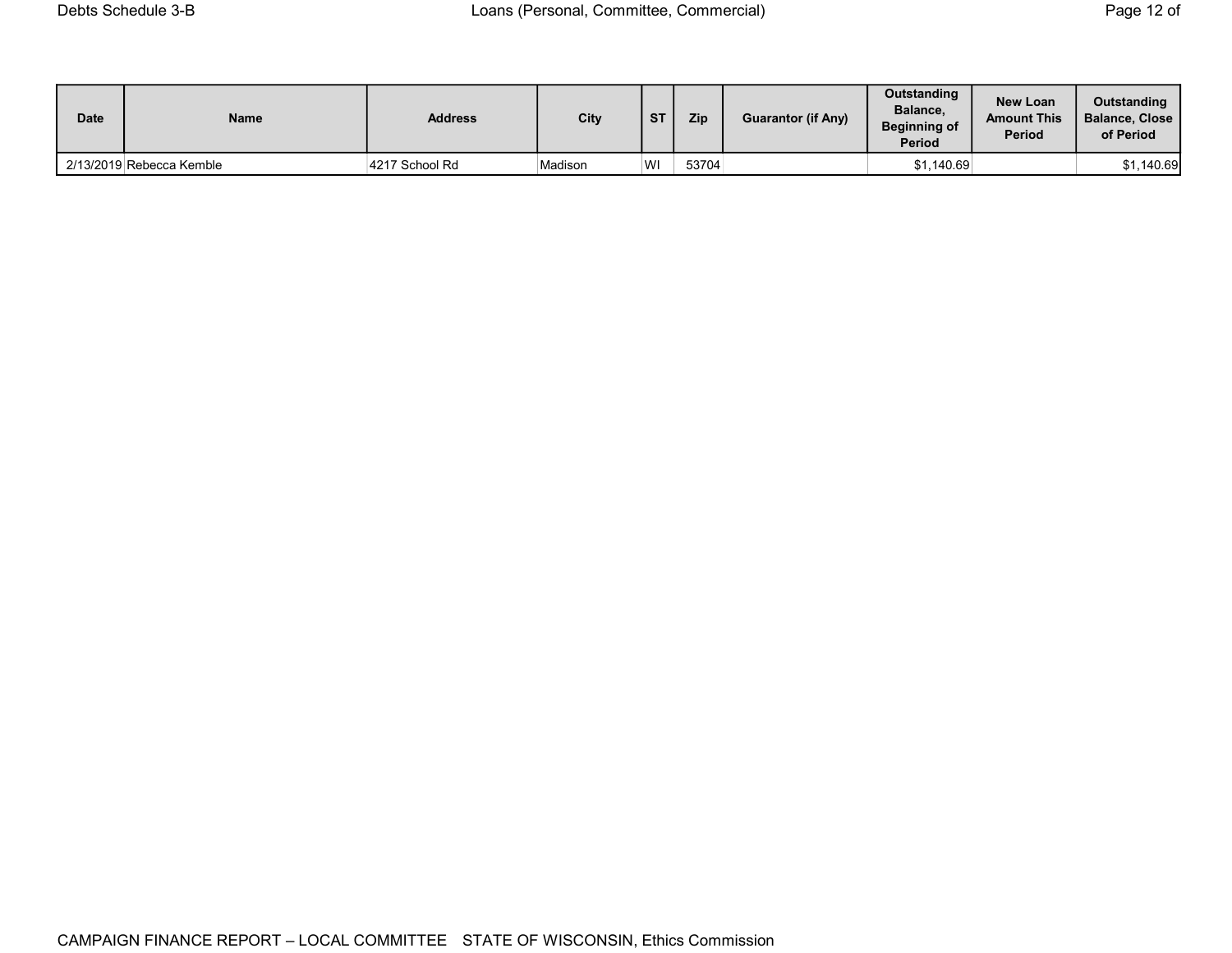| Date | Name | Address | City | ST | Zip | Guarantor (if Any) | Outstanding Balance, Beginning of Period | New Loan Amount This Period | Outstanding Balance, Close of Period |
|---|---|---|---|---|---|---|---|---|---|
| 2/13/2019 | Rebecca Kemble | 4217 School Rd | Madison | WI | 53704 | | $1,140.69 | | $1,140.69 |